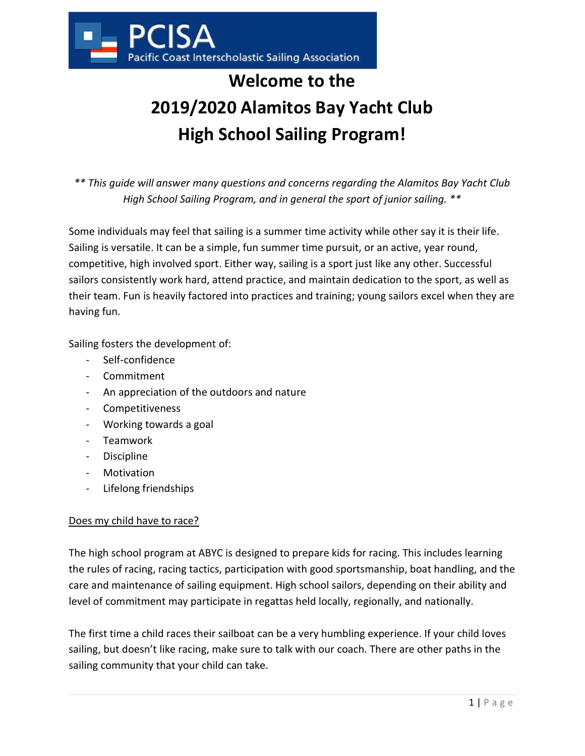PCISA

Pacific Coast Interscholastic Sailing Association

# Welcome to the 2019/2020 Alamitos Bay Yacht Club High School Sailing Program!

*** This guide will answer many questions and concerns regarding the Alamitos Bay Yacht Club High School Sailing Program, and in general the sport of junior sailing. ***

Some individuals may feel that sailing is a summer time activity while other say it is their life. Sailing is versatile. It can be a simple, fun summer time pursuit, or an active, year round, competitive, high involved sport. Either way, sailing is a sport just like any other. Successful sailors consistently work hard, attend practice, and maintain dedication to the sport, as well as their team. Fun is heavily factored into practices and training; young sailors excel when they are having fun.

Sailing fosters the development of:

- Self-confidence
- Commitment
- An appreciation of the outdoors and nature
- Competitiveness
- Working towards a goal
- Teamwork
- Discipline
- Motivation
- Lifelong friendships

<u>Does my child have to race?</u>

The high school program at ABYC is designed to prepare kids for racing. This includes learning the rules of racing, racing tactics, participation with good sportsmanship, boat handling, and the care and maintenance of sailing equipment. High school sailors, depending on their ability and level of commitment may participate in regattas held locally, regionally, and nationally.

The first time a child races their sailboat can be a very humbling experience. If your child loves sailing, but doesn't like racing, make sure to talk with our coach. There are other paths in the sailing community that your child can take.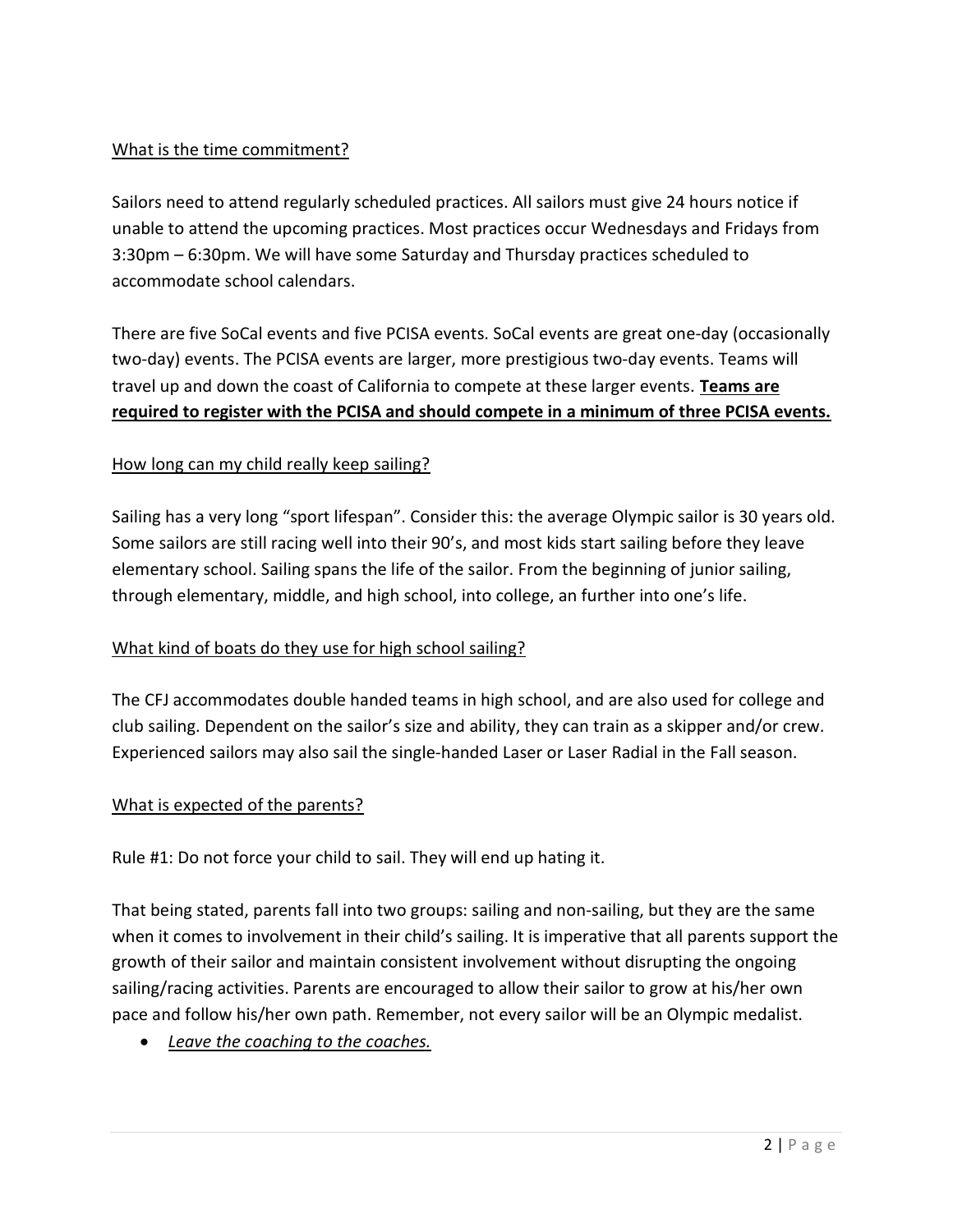<u>What is the time commitment?</u>

Sailors need to attend regularly scheduled practices. All sailors must give 24 hours notice if unable to attend the upcoming practices. Most practices occur Wednesdays and Fridays from 3:30pm – 6:30pm. We will have some Saturday and Thursday practices scheduled to accommodate school calendars.

There are five SoCal events and five PCISA events. SoCal events are great one-day (occasionally two-day) events. The PCISA events are larger, more prestigious two-day events. Teams will travel up and down the coast of California to compete at these larger events. **<u>Teams are required to register with the PCISA and should compete in a minimum of three PCISA events.</u>**

<u>How long can my child really keep sailing?</u>

Sailing has a very long "sport lifespan". Consider this: the average Olympic sailor is 30 years old. Some sailors are still racing well into their 90's, and most kids start sailing before they leave elementary school. Sailing spans the life of the sailor. From the beginning of junior sailing, through elementary, middle, and high school, into college, an further into one's life.

<u>What kind of boats do they use for high school sailing?</u>

The CFJ accommodates double handed teams in high school, and are also used for college and club sailing. Dependent on the sailor's size and ability, they can train as a skipper and/or crew. Experienced sailors may also sail the single-handed Laser or Laser Radial in the Fall season.

<u>What is expected of the parents?</u>

Rule #1: Do not force your child to sail. They will end up hating it.

That being stated, parents fall into two groups: sailing and non-sailing, but they are the same when it comes to involvement in their child's sailing. It is imperative that all parents support the growth of their sailor and maintain consistent involvement without disrupting the ongoing sailing/racing activities. Parents are encouraged to allow their sailor to grow at his/her own pace and follow his/her own path. Remember, not every sailor will be an Olympic medalist.

- *<u>Leave the coaching to the coaches.</u>*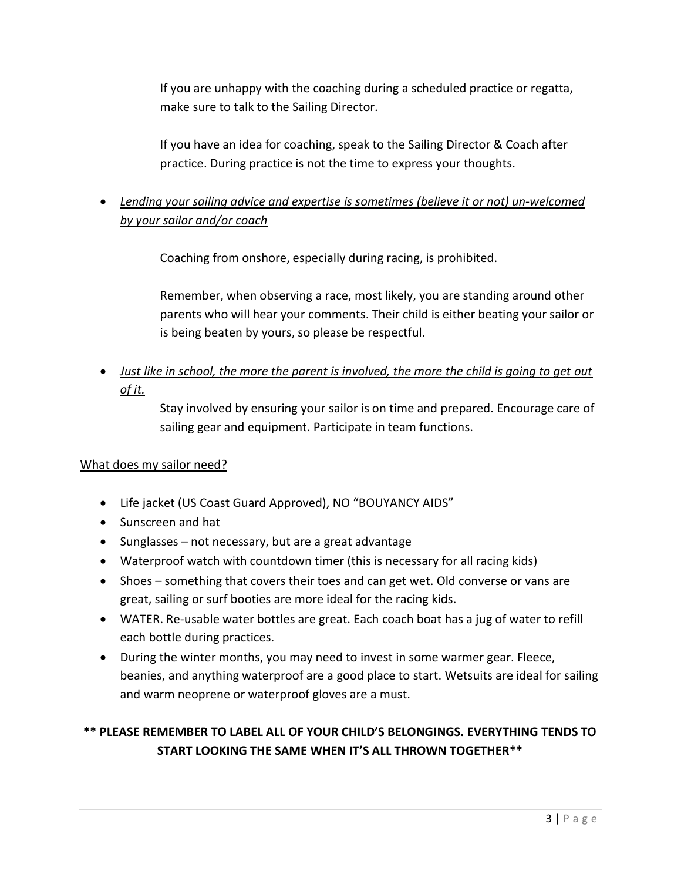If you are unhappy with the coaching during a scheduled practice or regatta, make sure to talk to the Sailing Director.

If you have an idea for coaching, speak to the Sailing Director & Coach after practice. During practice is not the time to express your thoughts.

- <u>*Lending your sailing advice and expertise is sometimes (believe it or not) un-welcomed by your sailor and/or coach*</u>

  Coaching from onshore, especially during racing, is prohibited.

  Remember, when observing a race, most likely, you are standing around other parents who will hear your comments. Their child is either beating your sailor or is being beaten by yours, so please be respectful.

- <u>*Just like in school, the more the parent is involved, the more the child is going to get out of it.*</u>

  Stay involved by ensuring your sailor is on time and prepared. Encourage care of sailing gear and equipment. Participate in team functions.

<u>What does my sailor need?</u>

- Life jacket (US Coast Guard Approved), NO "BOUYANCY AIDS"
- Sunscreen and hat
- Sunglasses – not necessary, but are a great advantage
- Waterproof watch with countdown timer (this is necessary for all racing kids)
- Shoes – something that covers their toes and can get wet. Old converse or vans are great, sailing or surf booties are more ideal for the racing kids.
- WATER. Re-usable water bottles are great. Each coach boat has a jug of water to refill each bottle during practices.
- During the winter months, you may need to invest in some warmer gear. Fleece, beanies, and anything waterproof are a good place to start. Wetsuits are ideal for sailing and warm neoprene or waterproof gloves are a must.

**** PLEASE REMEMBER TO LABEL ALL OF YOUR CHILD'S BELONGINGS. EVERYTHING TENDS TO START LOOKING THE SAME WHEN IT'S ALL THROWN TOGETHER****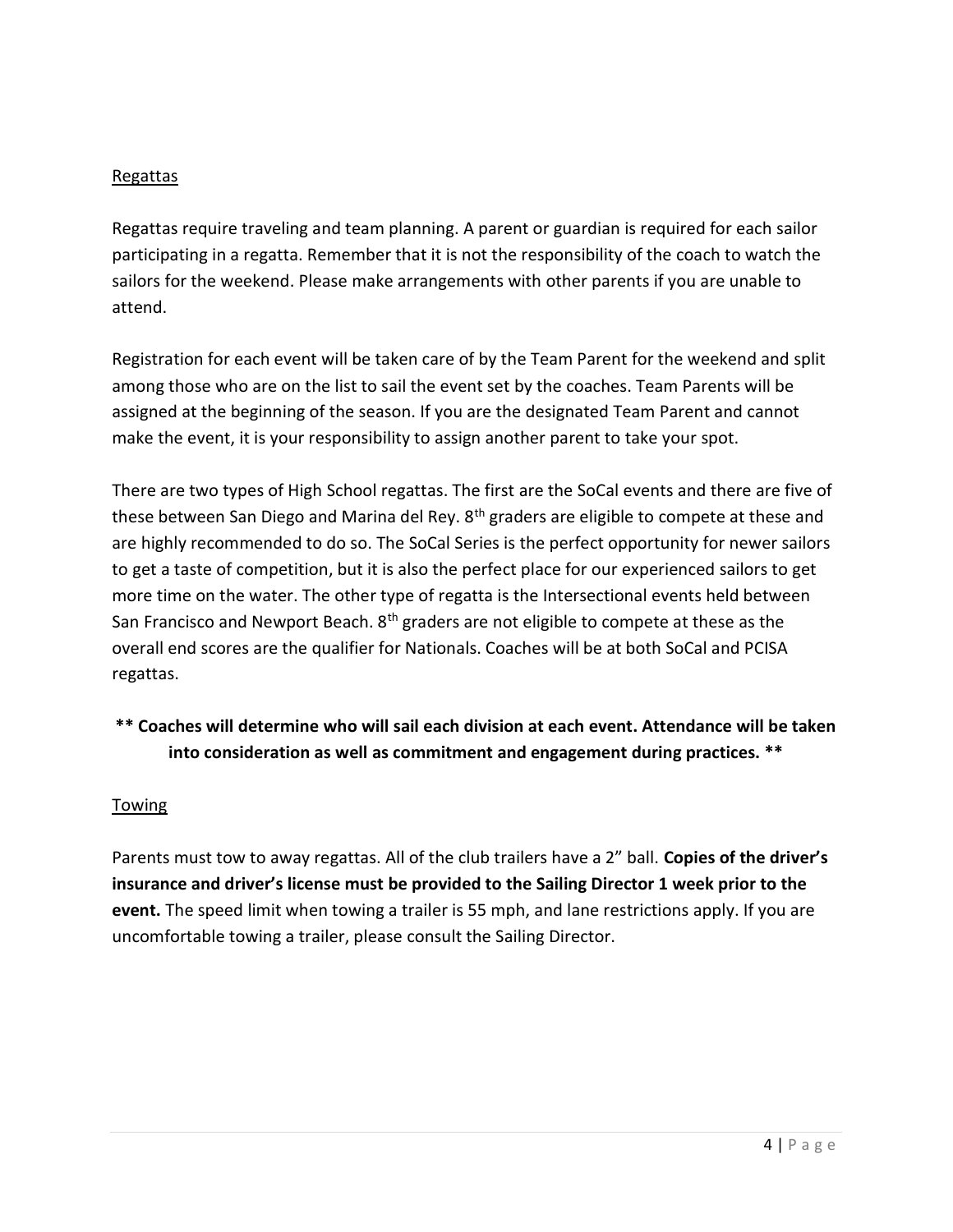## Regattas

Regattas require traveling and team planning. A parent or guardian is required for each sailor participating in a regatta. Remember that it is not the responsibility of the coach to watch the sailors for the weekend. Please make arrangements with other parents if you are unable to attend.

Registration for each event will be taken care of by the Team Parent for the weekend and split among those who are on the list to sail the event set by the coaches. Team Parents will be assigned at the beginning of the season. If you are the designated Team Parent and cannot make the event, it is your responsibility to assign another parent to take your spot.

There are two types of High School regattas. The first are the SoCal events and there are five of these between San Diego and Marina del Rey. 8th graders are eligible to compete at these and are highly recommended to do so. The SoCal Series is the perfect opportunity for newer sailors to get a taste of competition, but it is also the perfect place for our experienced sailors to get more time on the water. The other type of regatta is the Intersectional events held between San Francisco and Newport Beach. 8th graders are not eligible to compete at these as the overall end scores are the qualifier for Nationals. Coaches will be at both SoCal and PCISA regattas.

**\*\* Coaches will determine who will sail each division at each event. Attendance will be taken into consideration as well as commitment and engagement during practices. \*\***

## Towing

Parents must tow to away regattas. All of the club trailers have a 2" ball. **Copies of the driver's insurance and driver's license must be provided to the Sailing Director 1 week prior to the event.** The speed limit when towing a trailer is 55 mph, and lane restrictions apply. If you are uncomfortable towing a trailer, please consult the Sailing Director.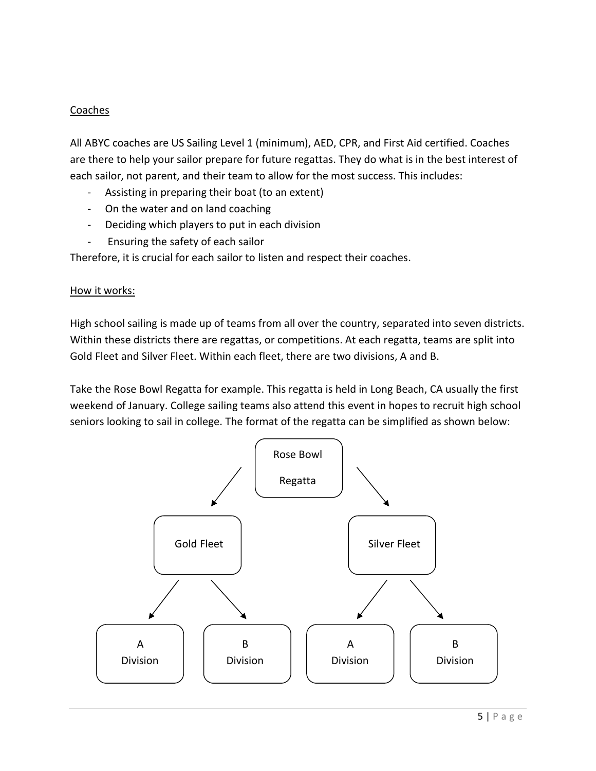Coaches

All ABYC coaches are US Sailing Level 1 (minimum), AED, CPR, and First Aid certified. Coaches are there to help your sailor prepare for future regattas. They do what is in the best interest of each sailor, not parent, and their team to allow for the most success. This includes:

- Assisting in preparing their boat (to an extent)
- On the water and on land coaching
- Deciding which players to put in each division
- Ensuring the safety of each sailor

Therefore, it is crucial for each sailor to listen and respect their coaches.

How it works:

High school sailing is made up of teams from all over the country, separated into seven districts. Within these districts there are regattas, or competitions. At each regatta, teams are split into Gold Fleet and Silver Fleet. Within each fleet, there are two divisions, A and B.

Take the Rose Bowl Regatta for example. This regatta is held in Long Beach, CA usually the first weekend of January. College sailing teams also attend this event in hopes to recruit high school seniors looking to sail in college. The format of the regatta can be simplified as shown below:

- Rose Bowl Regatta
  - Gold Fleet
    - A Division
    - B Division
  - Silver Fleet
    - A Division
    - B Division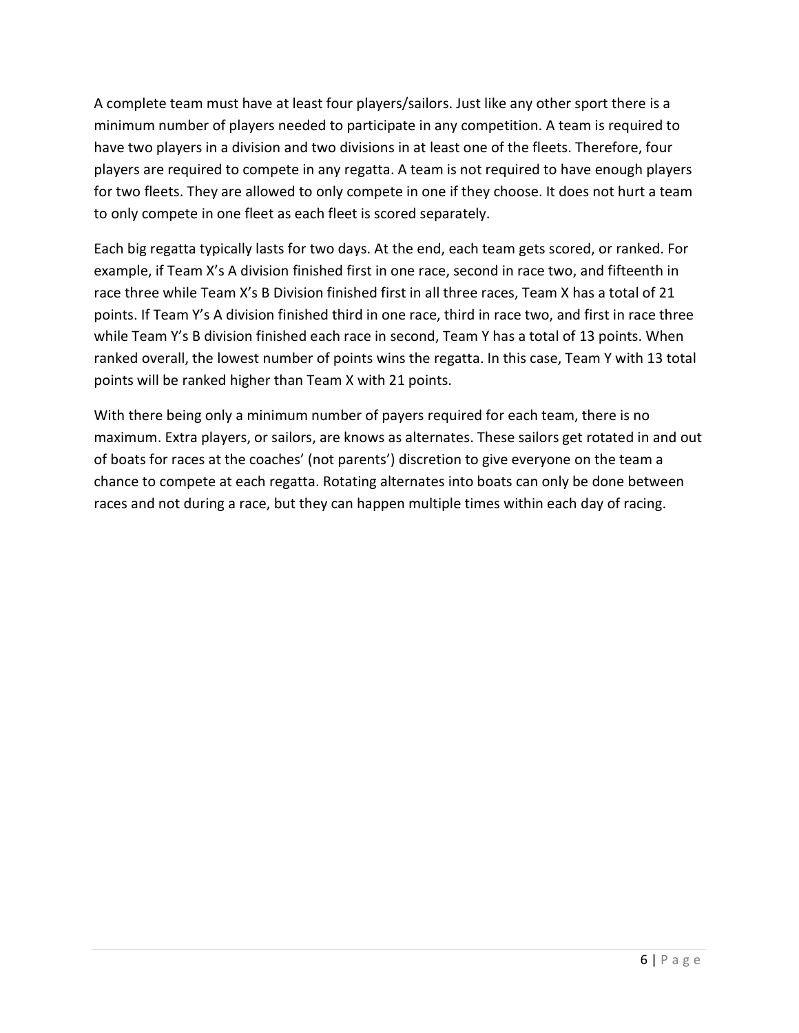A complete team must have at least four players/sailors. Just like any other sport there is a minimum number of players needed to participate in any competition. A team is required to have two players in a division and two divisions in at least one of the fleets. Therefore, four players are required to compete in any regatta. A team is not required to have enough players for two fleets. They are allowed to only compete in one if they choose. It does not hurt a team to only compete in one fleet as each fleet is scored separately.

Each big regatta typically lasts for two days. At the end, each team gets scored, or ranked. For example, if Team X's A division finished first in one race, second in race two, and fifteenth in race three while Team X's B Division finished first in all three races, Team X has a total of 21 points. If Team Y's A division finished third in one race, third in race two, and first in race three while Team Y's B division finished each race in second, Team Y has a total of 13 points. When ranked overall, the lowest number of points wins the regatta. In this case, Team Y with 13 total points will be ranked higher than Team X with 21 points.

With there being only a minimum number of payers required for each team, there is no maximum. Extra players, or sailors, are knows as alternates. These sailors get rotated in and out of boats for races at the coaches' (not parents') discretion to give everyone on the team a chance to compete at each regatta. Rotating alternates into boats can only be done between races and not during a race, but they can happen multiple times within each day of racing.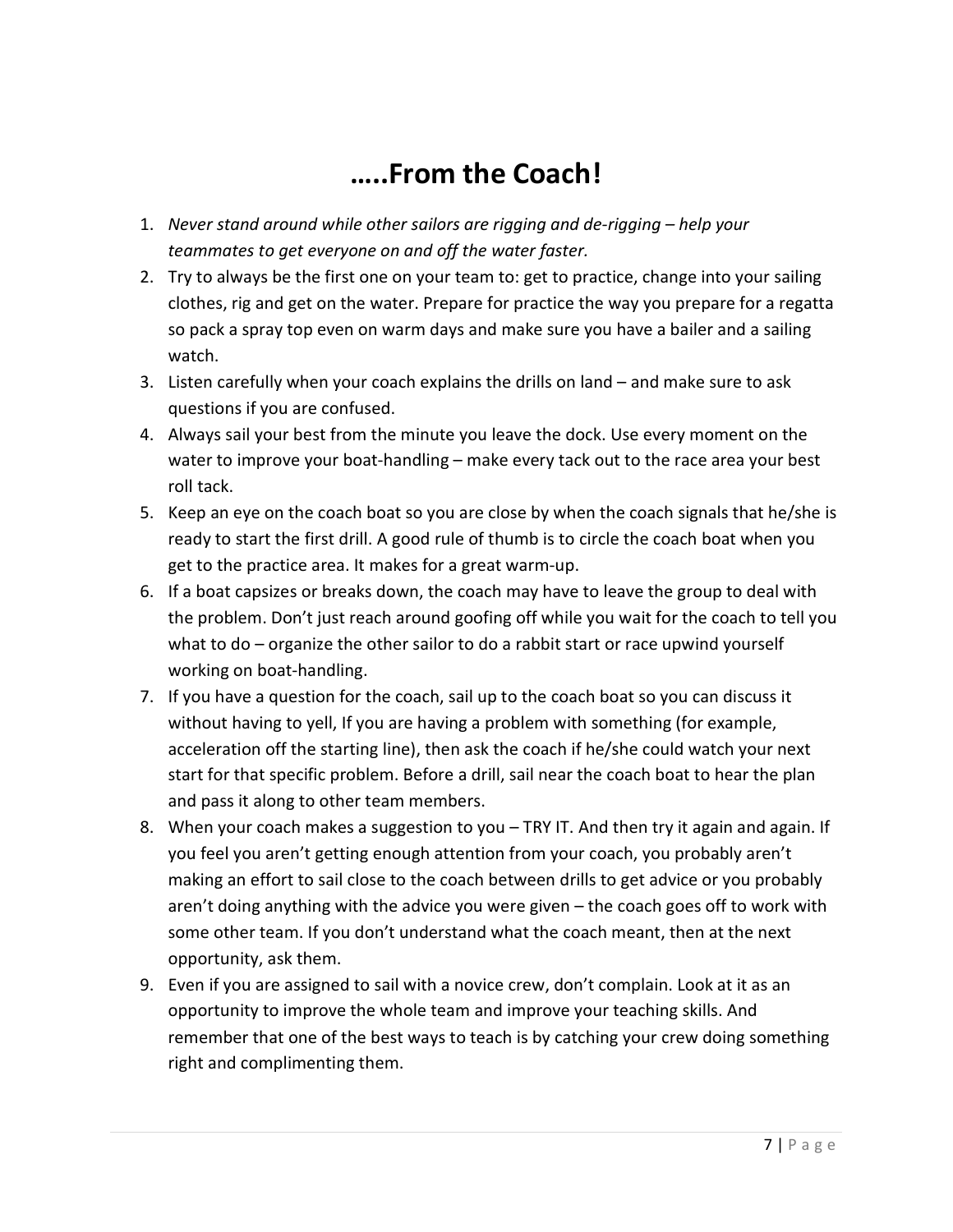# …..From the Coach!

1. *Never stand around while other sailors are rigging and de-rigging – help your teammates to get everyone on and off the water faster.*
2. Try to always be the first one on your team to: get to practice, change into your sailing clothes, rig and get on the water. Prepare for practice the way you prepare for a regatta so pack a spray top even on warm days and make sure you have a bailer and a sailing watch.
3. Listen carefully when your coach explains the drills on land – and make sure to ask questions if you are confused.
4. Always sail your best from the minute you leave the dock. Use every moment on the water to improve your boat-handling – make every tack out to the race area your best roll tack.
5. Keep an eye on the coach boat so you are close by when the coach signals that he/she is ready to start the first drill. A good rule of thumb is to circle the coach boat when you get to the practice area. It makes for a great warm-up.
6. If a boat capsizes or breaks down, the coach may have to leave the group to deal with the problem. Don't just reach around goofing off while you wait for the coach to tell you what to do – organize the other sailor to do a rabbit start or race upwind yourself working on boat-handling.
7. If you have a question for the coach, sail up to the coach boat so you can discuss it without having to yell, If you are having a problem with something (for example, acceleration off the starting line), then ask the coach if he/she could watch your next start for that specific problem. Before a drill, sail near the coach boat to hear the plan and pass it along to other team members.
8. When your coach makes a suggestion to you – TRY IT. And then try it again and again. If you feel you aren't getting enough attention from your coach, you probably aren't making an effort to sail close to the coach between drills to get advice or you probably aren't doing anything with the advice you were given – the coach goes off to work with some other team. If you don't understand what the coach meant, then at the next opportunity, ask them.
9. Even if you are assigned to sail with a novice crew, don't complain. Look at it as an opportunity to improve the whole team and improve your teaching skills. And remember that one of the best ways to teach is by catching your crew doing something right and complimenting them.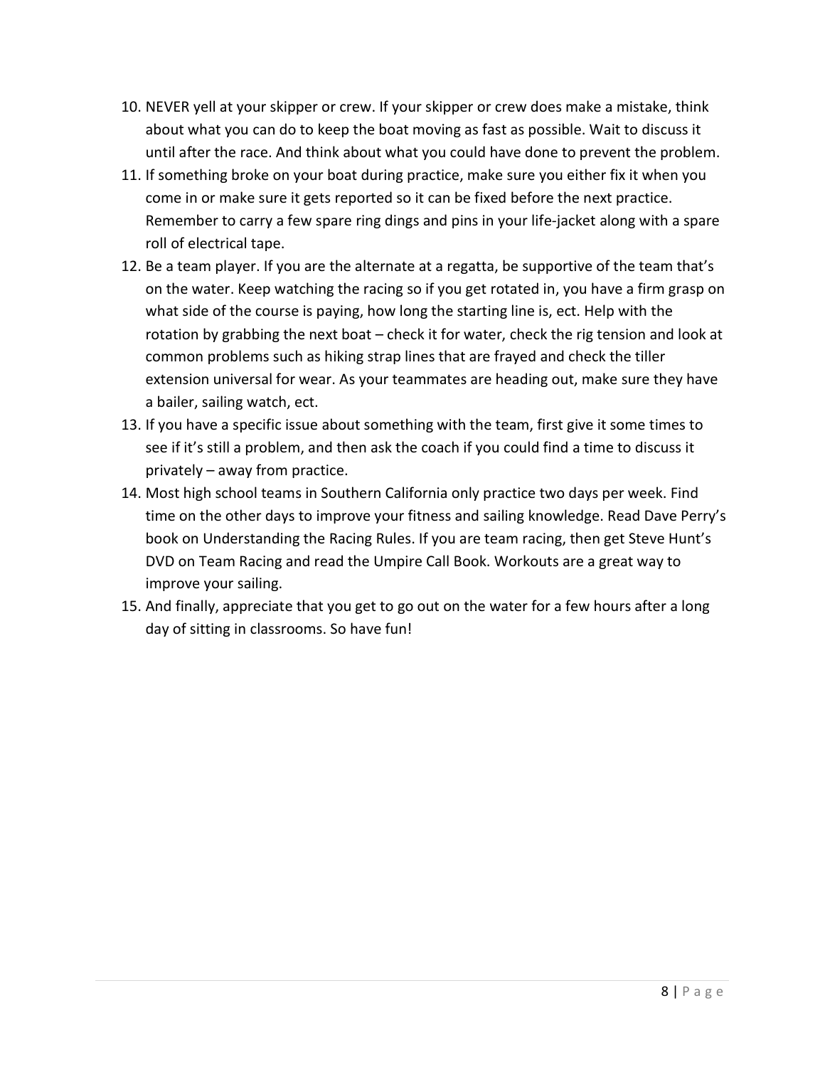10. NEVER yell at your skipper or crew. If your skipper or crew does make a mistake, think about what you can do to keep the boat moving as fast as possible. Wait to discuss it until after the race. And think about what you could have done to prevent the problem.
11. If something broke on your boat during practice, make sure you either fix it when you come in or make sure it gets reported so it can be fixed before the next practice. Remember to carry a few spare ring dings and pins in your life-jacket along with a spare roll of electrical tape.
12. Be a team player. If you are the alternate at a regatta, be supportive of the team that's on the water. Keep watching the racing so if you get rotated in, you have a firm grasp on what side of the course is paying, how long the starting line is, ect. Help with the rotation by grabbing the next boat – check it for water, check the rig tension and look at common problems such as hiking strap lines that are frayed and check the tiller extension universal for wear. As your teammates are heading out, make sure they have a bailer, sailing watch, ect.
13. If you have a specific issue about something with the team, first give it some times to see if it's still a problem, and then ask the coach if you could find a time to discuss it privately – away from practice.
14. Most high school teams in Southern California only practice two days per week. Find time on the other days to improve your fitness and sailing knowledge. Read Dave Perry's book on Understanding the Racing Rules. If you are team racing, then get Steve Hunt's DVD on Team Racing and read the Umpire Call Book. Workouts are a great way to improve your sailing.
15. And finally, appreciate that you get to go out on the water for a few hours after a long day of sitting in classrooms. So have fun!